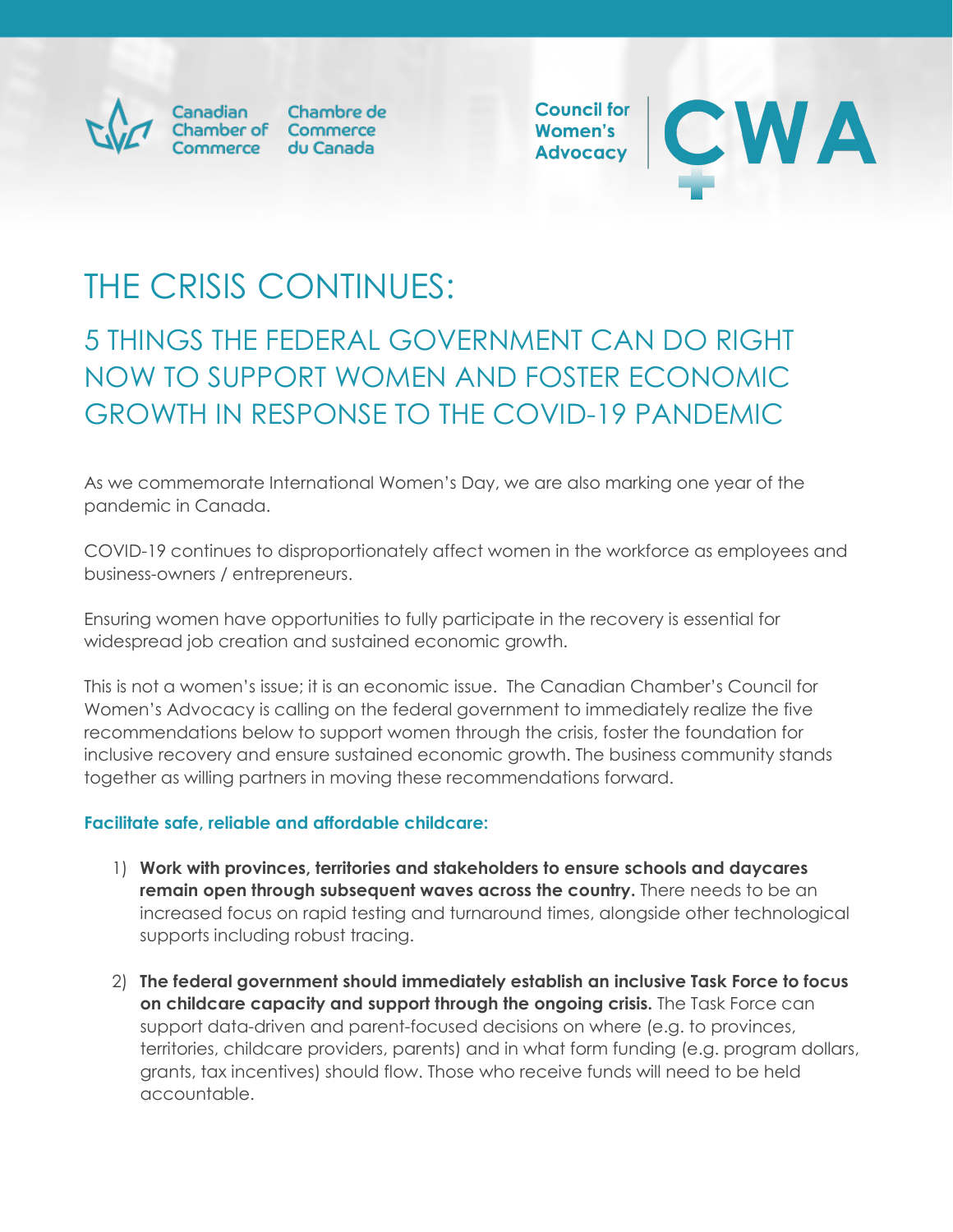Canadian Chamber of Commerce | Chambre de Commerce du Canada

Council for Women's Advocacy | CWA

# THE CRISIS CONTINUES:

## 5 THINGS THE FEDERAL GOVERNMENT CAN DO RIGHT NOW TO SUPPORT WOMEN AND FOSTER ECONOMIC GROWTH IN RESPONSE TO THE COVID-19 PANDEMIC

As we commemorate International Women's Day, we are also marking one year of the pandemic in Canada.

COVID-19 continues to disproportionately affect women in the workforce as employees and business-owners / entrepreneurs.

Ensuring women have opportunities to fully participate in the recovery is essential for widespread job creation and sustained economic growth.

This is not a women's issue; it is an economic issue. The Canadian Chamber's Council for Women's Advocacy is calling on the federal government to immediately realize the five recommendations below to support women through the crisis, foster the foundation for inclusive recovery and ensure sustained economic growth. The business community stands together as willing partners in moving these recommendations forward.

### Facilitate safe, reliable and affordable childcare:

1) **Work with provinces, territories and stakeholders to ensure schools and daycares remain open through subsequent waves across the country.** There needs to be an increased focus on rapid testing and turnaround times, alongside other technological supports including robust tracing.

2) **The federal government should immediately establish an inclusive Task Force to focus on childcare capacity and support through the ongoing crisis.** The Task Force can support data-driven and parent-focused decisions on where (e.g. to provinces, territories, childcare providers, parents) and in what form funding (e.g. program dollars, grants, tax incentives) should flow. Those who receive funds will need to be held accountable.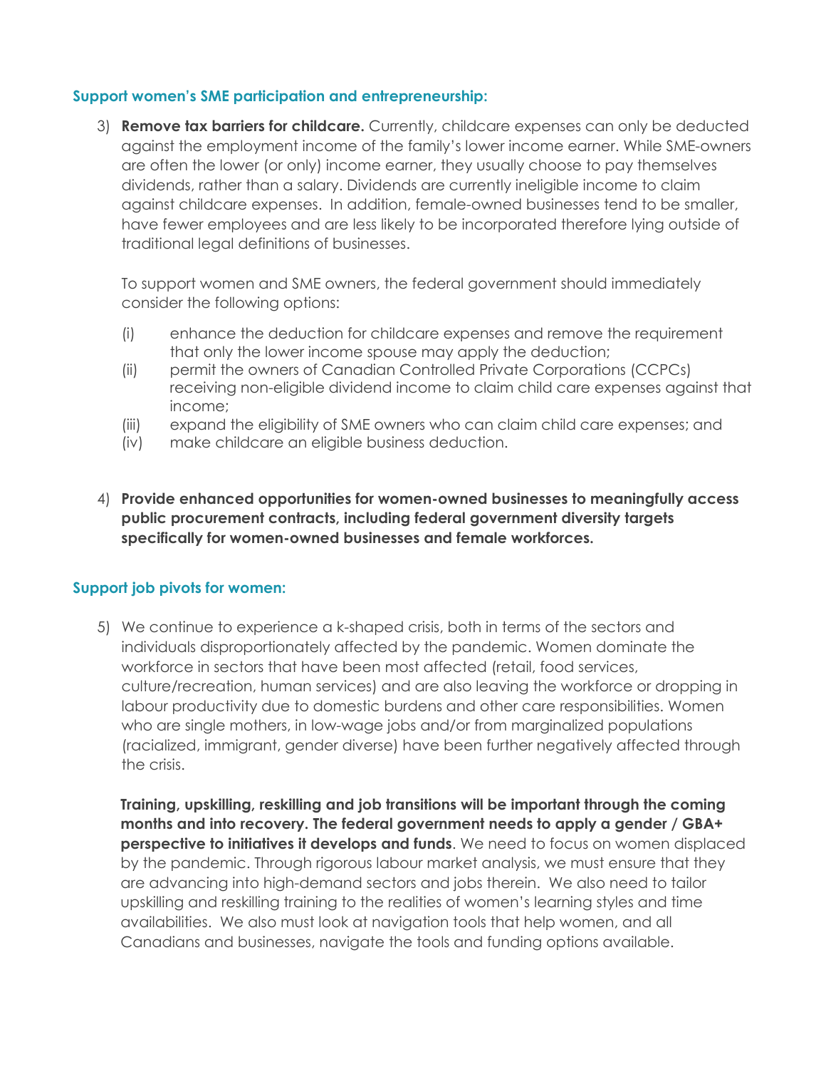### Support women's SME participation and entrepreneurship:

3) **Remove tax barriers for childcare.** Currently, childcare expenses can only be deducted against the employment income of the family's lower income earner. While SME-owners are often the lower (or only) income earner, they usually choose to pay themselves dividends, rather than a salary. Dividends are currently ineligible income to claim against childcare expenses. In addition, female-owned businesses tend to be smaller, have fewer employees and are less likely to be incorporated therefore lying outside of traditional legal definitions of businesses.

   To support women and SME owners, the federal government should immediately consider the following options:

   (i) enhance the deduction for childcare expenses and remove the requirement that only the lower income spouse may apply the deduction;
   (ii) permit the owners of Canadian Controlled Private Corporations (CCPCs) receiving non-eligible dividend income to claim child care expenses against that income;
   (iii) expand the eligibility of SME owners who can claim child care expenses; and
   (iv) make childcare an eligible business deduction.

4) **Provide enhanced opportunities for women-owned businesses to meaningfully access public procurement contracts, including federal government diversity targets specifically for women-owned businesses and female workforces.**

### Support job pivots for women:

5) We continue to experience a k-shaped crisis, both in terms of the sectors and individuals disproportionately affected by the pandemic. Women dominate the workforce in sectors that have been most affected (retail, food services, culture/recreation, human services) and are also leaving the workforce or dropping in labour productivity due to domestic burdens and other care responsibilities. Women who are single mothers, in low-wage jobs and/or from marginalized populations (racialized, immigrant, gender diverse) have been further negatively affected through the crisis.

   **Training, upskilling, reskilling and job transitions will be important through the coming months and into recovery. The federal government needs to apply a gender / GBA+ perspective to initiatives it develops and funds**. We need to focus on women displaced by the pandemic. Through rigorous labour market analysis, we must ensure that they are advancing into high-demand sectors and jobs therein. We also need to tailor upskilling and reskilling training to the realities of women's learning styles and time availabilities. We also must look at navigation tools that help women, and all Canadians and businesses, navigate the tools and funding options available.